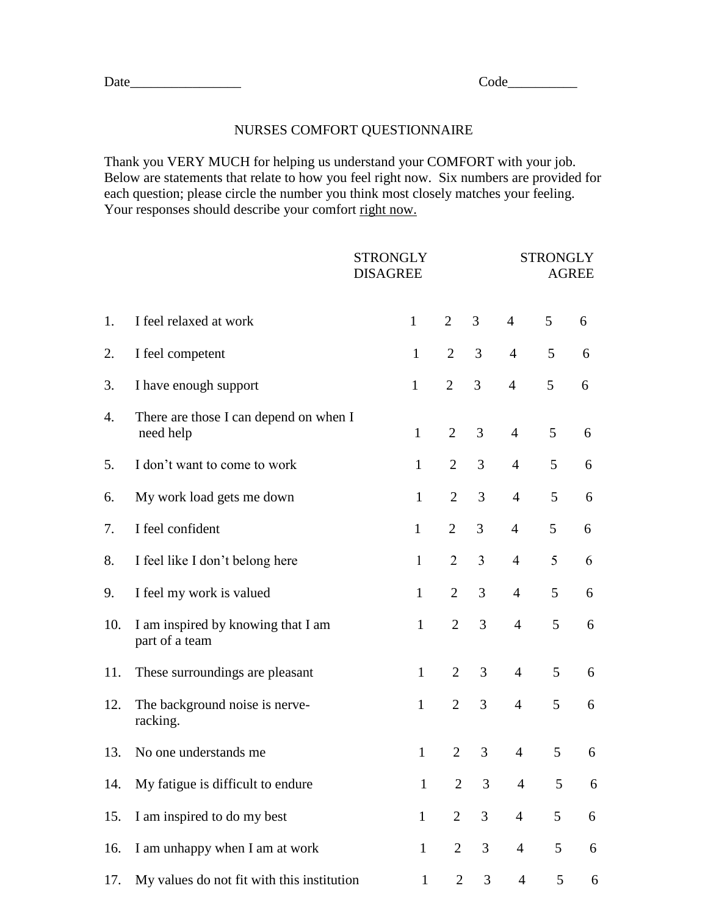Date________________ Code__________

# NURSES COMFORT QUESTIONNAIRE

Thank you VERY MUCH for helping us understand your COMFORT with your job. Below are statements that relate to how you feel right now. Six numbers are provided for each question; please circle the number you think most closely matches your feeling. Your responses should describe your comfort <u>right now.</u>

| | | STRONGLY DISAGREE | | | | | STRONGLY AGREE |
|---|---|---|---|---|---|---|---|
| 1. | I feel relaxed at work | 1 | 2 | 3 | 4 | 5 | 6 |
| 2. | I feel competent | 1 | 2 | 3 | 4 | 5 | 6 |
| 3. | I have enough support | 1 | 2 | 3 | 4 | 5 | 6 |
| 4. | There are those I can depend on when I need help | 1 | 2 | 3 | 4 | 5 | 6 |
| 5. | I don't want to come to work | 1 | 2 | 3 | 4 | 5 | 6 |
| 6. | My work load gets me down | 1 | 2 | 3 | 4 | 5 | 6 |
| 7. | I feel confident | 1 | 2 | 3 | 4 | 5 | 6 |
| 8. | I feel like I don't belong here | 1 | 2 | 3 | 4 | 5 | 6 |
| 9. | I feel my work is valued | 1 | 2 | 3 | 4 | 5 | 6 |
| 10. | I am inspired by knowing that I am part of a team | 1 | 2 | 3 | 4 | 5 | 6 |
| 11. | These surroundings are pleasant | 1 | 2 | 3 | 4 | 5 | 6 |
| 12. | The background noise is nerve-racking. | 1 | 2 | 3 | 4 | 5 | 6 |
| 13. | No one understands me | 1 | 2 | 3 | 4 | 5 | 6 |
| 14. | My fatigue is difficult to endure | 1 | 2 | 3 | 4 | 5 | 6 |
| 15. | I am inspired to do my best | 1 | 2 | 3 | 4 | 5 | 6 |
| 16. | I am unhappy when I am at work | 1 | 2 | 3 | 4 | 5 | 6 |
| 17. | My values do not fit with this institution | 1 | 2 | 3 | 4 | 5 | 6 |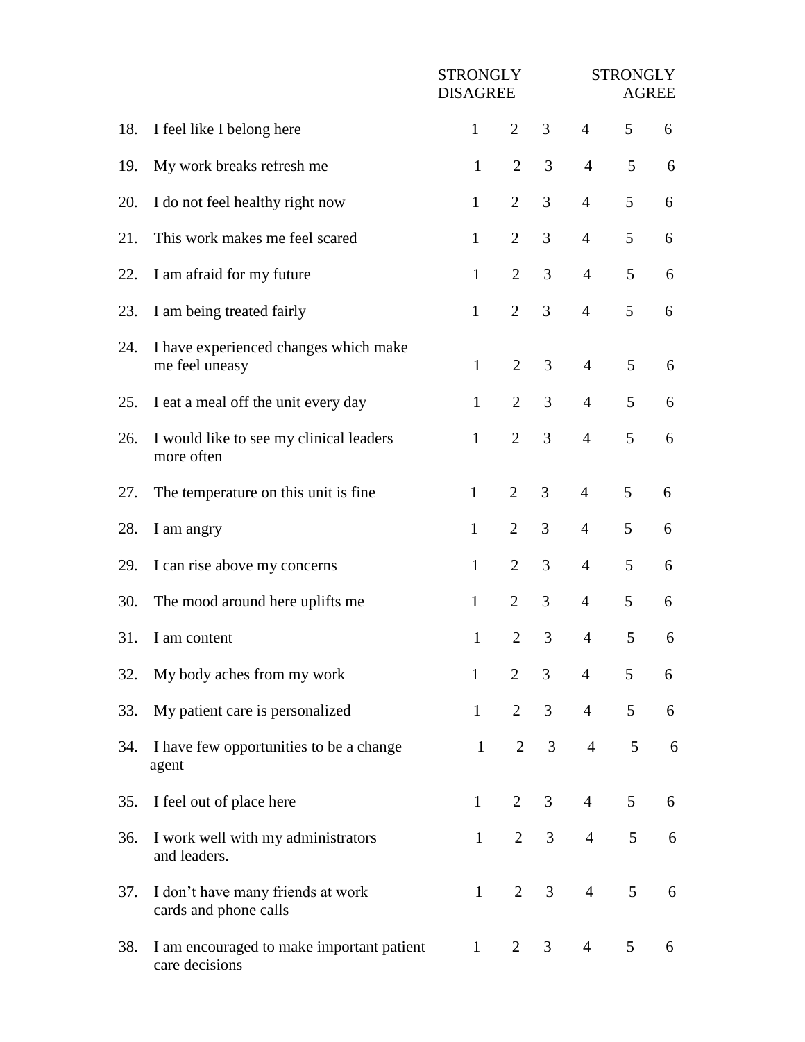| | | STRONGLY DISAGREE | | | | | STRONGLY AGREE |
|---|---|---|---|---|---|---|---|
| 18. | I feel like I belong here | 1 | 2 | 3 | 4 | 5 | 6 |
| 19. | My work breaks refresh me | 1 | 2 | 3 | 4 | 5 | 6 |
| 20. | I do not feel healthy right now | 1 | 2 | 3 | 4 | 5 | 6 |
| 21. | This work makes me feel scared | 1 | 2 | 3 | 4 | 5 | 6 |
| 22. | I am afraid for my future | 1 | 2 | 3 | 4 | 5 | 6 |
| 23. | I am being treated fairly | 1 | 2 | 3 | 4 | 5 | 6 |
| 24. | I have experienced changes which make me feel uneasy | 1 | 2 | 3 | 4 | 5 | 6 |
| 25. | I eat a meal off the unit every day | 1 | 2 | 3 | 4 | 5 | 6 |
| 26. | I would like to see my clinical leaders more often | 1 | 2 | 3 | 4 | 5 | 6 |
| 27. | The temperature on this unit is fine | 1 | 2 | 3 | 4 | 5 | 6 |
| 28. | I am angry | 1 | 2 | 3 | 4 | 5 | 6 |
| 29. | I can rise above my concerns | 1 | 2 | 3 | 4 | 5 | 6 |
| 30. | The mood around here uplifts me | 1 | 2 | 3 | 4 | 5 | 6 |
| 31. | I am content | 1 | 2 | 3 | 4 | 5 | 6 |
| 32. | My body aches from my work | 1 | 2 | 3 | 4 | 5 | 6 |
| 33. | My patient care is personalized | 1 | 2 | 3 | 4 | 5 | 6 |
| 34. | I have few opportunities to be a change agent | 1 | 2 | 3 | 4 | 5 | 6 |
| 35. | I feel out of place here | 1 | 2 | 3 | 4 | 5 | 6 |
| 36. | I work well with my administrators and leaders. | 1 | 2 | 3 | 4 | 5 | 6 |
| 37. | I don't have many friends at work cards and phone calls | 1 | 2 | 3 | 4 | 5 | 6 |
| 38. | I am encouraged to make important patient care decisions | 1 | 2 | 3 | 4 | 5 | 6 |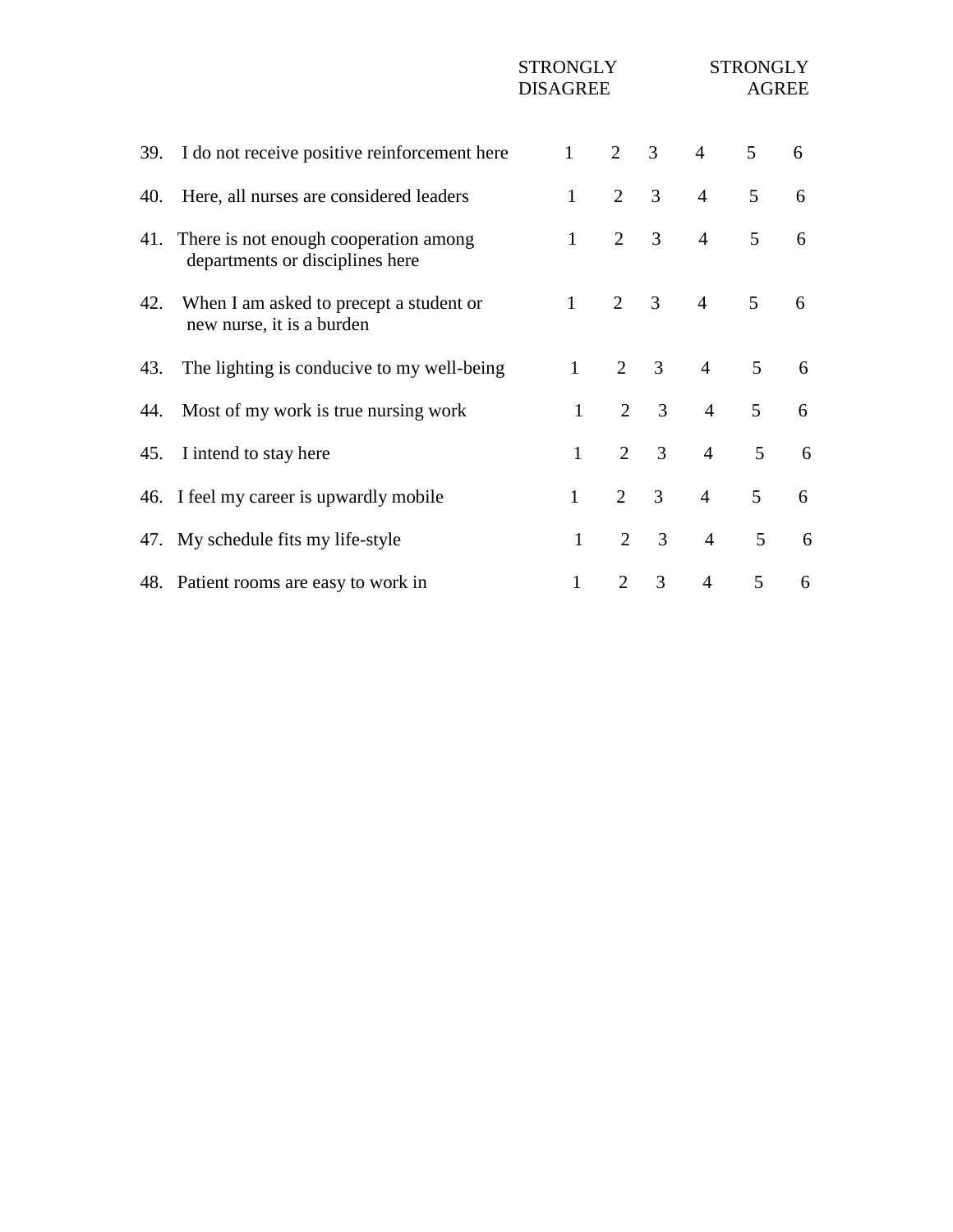| | STRONGLY DISAGREE | | | | | STRONGLY AGREE |
|---|---|---|---|---|---|---|
| 39. I do not receive positive reinforcement here | 1 | 2 | 3 | 4 | 5 | 6 |
| 40. Here, all nurses are considered leaders | 1 | 2 | 3 | 4 | 5 | 6 |
| 41. There is not enough cooperation among departments or disciplines here | 1 | 2 | 3 | 4 | 5 | 6 |
| 42. When I am asked to precept a student or new nurse, it is a burden | 1 | 2 | 3 | 4 | 5 | 6 |
| 43. The lighting is conducive to my well-being | 1 | 2 | 3 | 4 | 5 | 6 |
| 44. Most of my work is true nursing work | 1 | 2 | 3 | 4 | 5 | 6 |
| 45. I intend to stay here | 1 | 2 | 3 | 4 | 5 | 6 |
| 46. I feel my career is upwardly mobile | 1 | 2 | 3 | 4 | 5 | 6 |
| 47. My schedule fits my life-style | 1 | 2 | 3 | 4 | 5 | 6 |
| 48. Patient rooms are easy to work in | 1 | 2 | 3 | 4 | 5 | 6 |